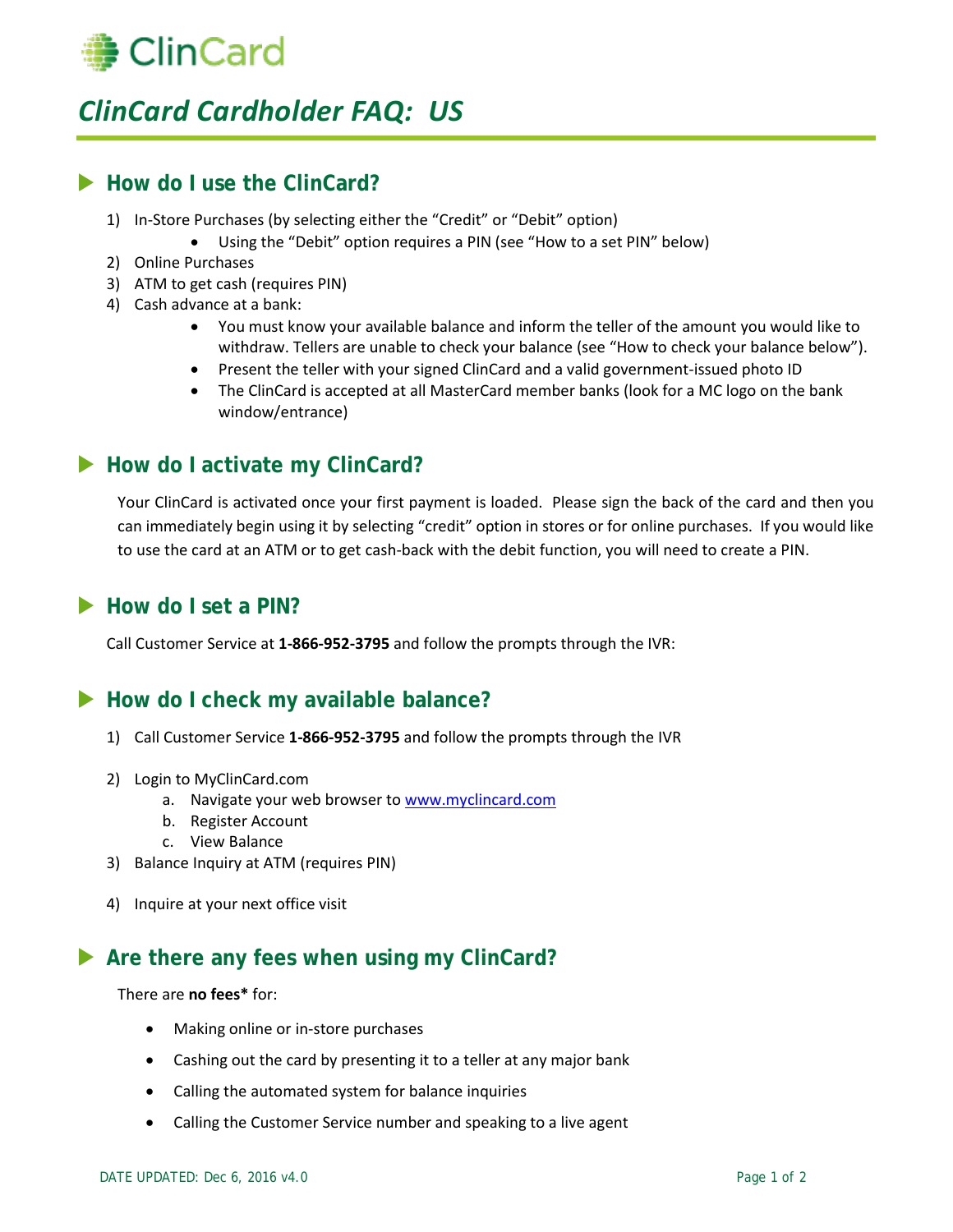ClinCard

# ClinCard Cardholder FAQ: US

## How do I use the ClinCard?

1) In-Store Purchases (by selecting either the "Credit" or "Debit" option)
    - Using the "Debit" option requires a PIN (see "How to a set PIN" below)
2) Online Purchases
3) ATM to get cash (requires PIN)
4) Cash advance at a bank:
    - You must know your available balance and inform the teller of the amount you would like to withdraw. Tellers are unable to check your balance (see "How to check your balance below").
    - Present the teller with your signed ClinCard and a valid government-issued photo ID
    - The ClinCard is accepted at all MasterCard member banks (look for a MC logo on the bank window/entrance)

## How do I activate my ClinCard?

Your ClinCard is activated once your first payment is loaded. Please sign the back of the card and then you can immediately begin using it by selecting "credit" option in stores or for online purchases. If you would like to use the card at an ATM or to get cash-back with the debit function, you will need to create a PIN.

## How do I set a PIN?

Call Customer Service at **1-866-952-3795** and follow the prompts through the IVR:

## How do I check my available balance?

1) Call Customer Service **1-866-952-3795** and follow the prompts through the IVR
2) Login to MyClinCard.com
    a. Navigate your web browser to www.myclincard.com
    b. Register Account
    c. View Balance
3) Balance Inquiry at ATM (requires PIN)
4) Inquire at your next office visit

## Are there any fees when using my ClinCard?

There are **no fees*** for:

- Making online or in-store purchases
- Cashing out the card by presenting it to a teller at any major bank
- Calling the automated system for balance inquiries
- Calling the Customer Service number and speaking to a live agent

DATE UPDATED: Dec 6, 2016 v4.0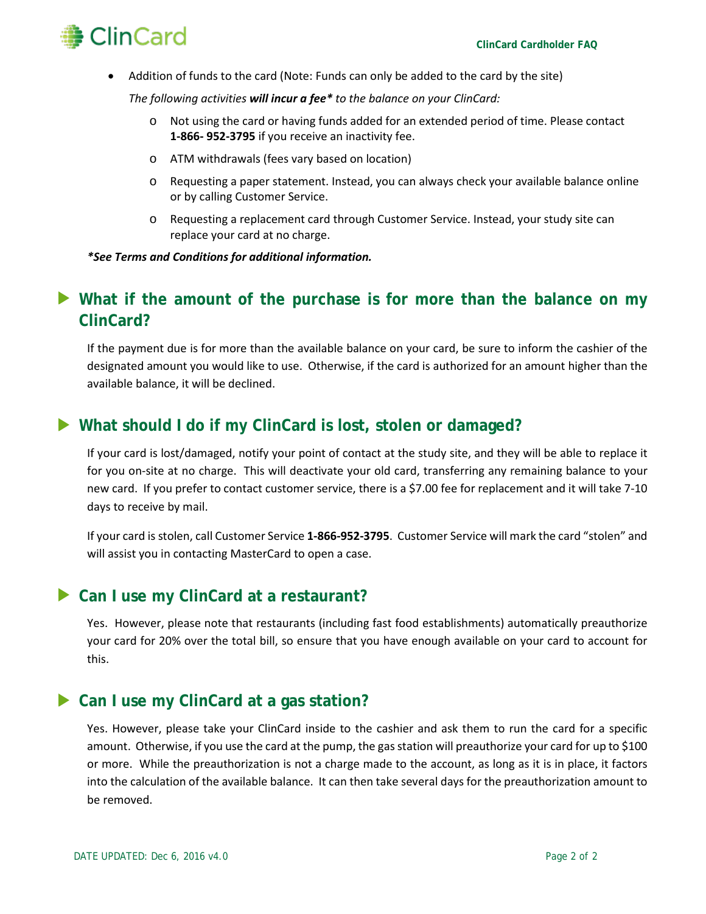- Addition of funds to the card (Note: Funds can only be added to the card by the site)

  *The following activities **will incur a fee*** *to the balance on your ClinCard:*

  - Not using the card or having funds added for an extended period of time. Please contact **1-866- 952-3795** if you receive an inactivity fee.
  - ATM withdrawals (fees vary based on location)
  - Requesting a paper statement. Instead, you can always check your available balance online or by calling Customer Service.
  - Requesting a replacement card through Customer Service. Instead, your study site can replace your card at no charge.

***See Terms and Conditions for additional information.***

## What if the amount of the purchase is for more than the balance on my ClinCard?

If the payment due is for more than the available balance on your card, be sure to inform the cashier of the designated amount you would like to use. Otherwise, if the card is authorized for an amount higher than the available balance, it will be declined.

## What should I do if my ClinCard is lost, stolen or damaged?

If your card is lost/damaged, notify your point of contact at the study site, and they will be able to replace it for you on-site at no charge. This will deactivate your old card, transferring any remaining balance to your new card. If you prefer to contact customer service, there is a $7.00 fee for replacement and it will take 7-10 days to receive by mail.

If your card is stolen, call Customer Service **1-866-952-3795**. Customer Service will mark the card "stolen" and will assist you in contacting MasterCard to open a case.

## Can I use my ClinCard at a restaurant?

Yes. However, please note that restaurants (including fast food establishments) automatically preauthorize your card for 20% over the total bill, so ensure that you have enough available on your card to account for this.

## Can I use my ClinCard at a gas station?

Yes. However, please take your ClinCard inside to the cashier and ask them to run the card for a specific amount. Otherwise, if you use the card at the pump, the gas station will preauthorize your card for up to $100 or more. While the preauthorization is not a charge made to the account, as long as it is in place, it factors into the calculation of the available balance. It can then take several days for the preauthorization amount to be removed.

DATE UPDATED: Dec 6, 2016 v4.0